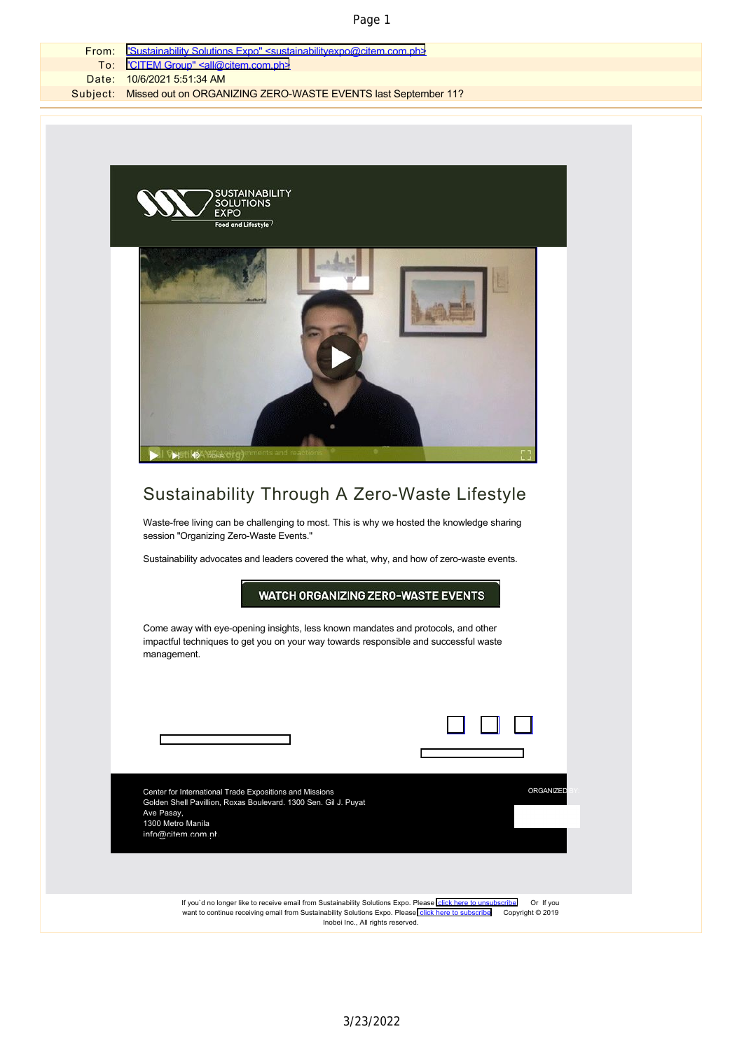| | |
|---|---|
| From: | "Sustainability Solutions Expo" <sustainabilityexpo@citem.com.ph> |
| To: | "CITEM Group" <all@citem.com.ph> |
| Date: | 10/6/2021 5:51:34 AM |
| Subject: | Missed out on ORGANIZING ZERO-WASTE EVENTS last September 11? |

SUSTAINABILITY SOLUTIONS EXPO

Food and Lifestyle

# Sustainability Through A Zero-Waste Lifestyle

Waste-free living can be challenging to most. This is why we hosted the knowledge sharing session "Organizing Zero-Waste Events."

Sustainability advocates and leaders covered the what, why, and how of zero-waste events.

**WATCH ORGANIZING ZERO-WASTE EVENTS**

Come away with eye-opening insights, less known mandates and protocols, and other impactful techniques to get you on your way towards responsible and successful waste management.

Center for International Trade Expositions and Missions
Golden Shell Pavillion, Roxas Boulevard. 1300 Sen. Gil J. Puyat Ave Pasay,
1300 Metro Manila
info@citem.com.ph

ORGANIZED BY:

If you`d no longer like to receive email from Sustainability Solutions Expo. Please click here to unsubscribe Or If you want to continue receiving email from Sustainability Solutions Expo. Please click here to subscribe Copyright © 2019 Inobei Inc., All rights reserved.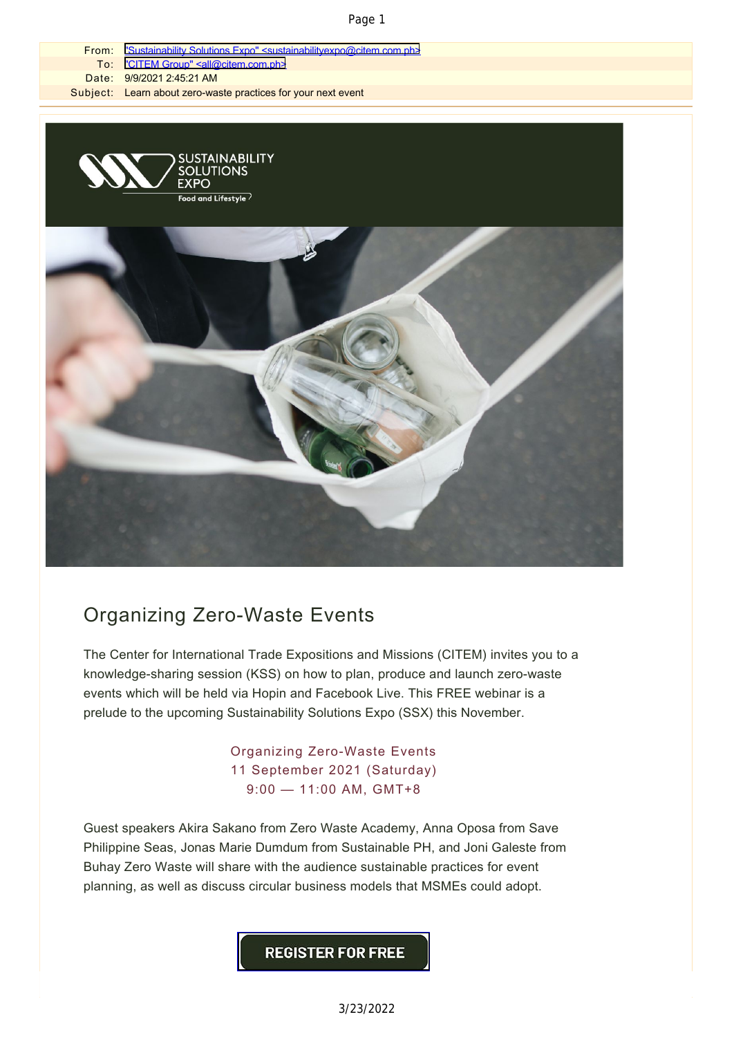|  |  |
| --- | --- |
| From: | "Sustainability Solutions Expo" <sustainabilityexpo@citem.com.ph> |
| To: | "CITEM Group" <all@citem.com.ph> |
| Date: | 9/9/2021 2:45:21 AM |
| Subject: | Learn about zero-waste practices for your next event |

SUSTAINABILITY SOLUTIONS EXPO
Food and Lifestyle

# Organizing Zero-Waste Events

The Center for International Trade Expositions and Missions (CITEM) invites you to a knowledge-sharing session (KSS) on how to plan, produce and launch zero-waste events which will be held via Hopin and Facebook Live. This FREE webinar is a prelude to the upcoming Sustainability Solutions Expo (SSX) this November.

Organizing Zero-Waste Events
11 September 2021 (Saturday)
9:00 — 11:00 AM, GMT+8

Guest speakers Akira Sakano from Zero Waste Academy, Anna Oposa from Save Philippine Seas, Jonas Marie Dumdum from Sustainable PH, and Joni Galeste from Buhay Zero Waste will share with the audience sustainable practices for event planning, as well as discuss circular business models that MSMEs could adopt.

**REGISTER FOR FREE**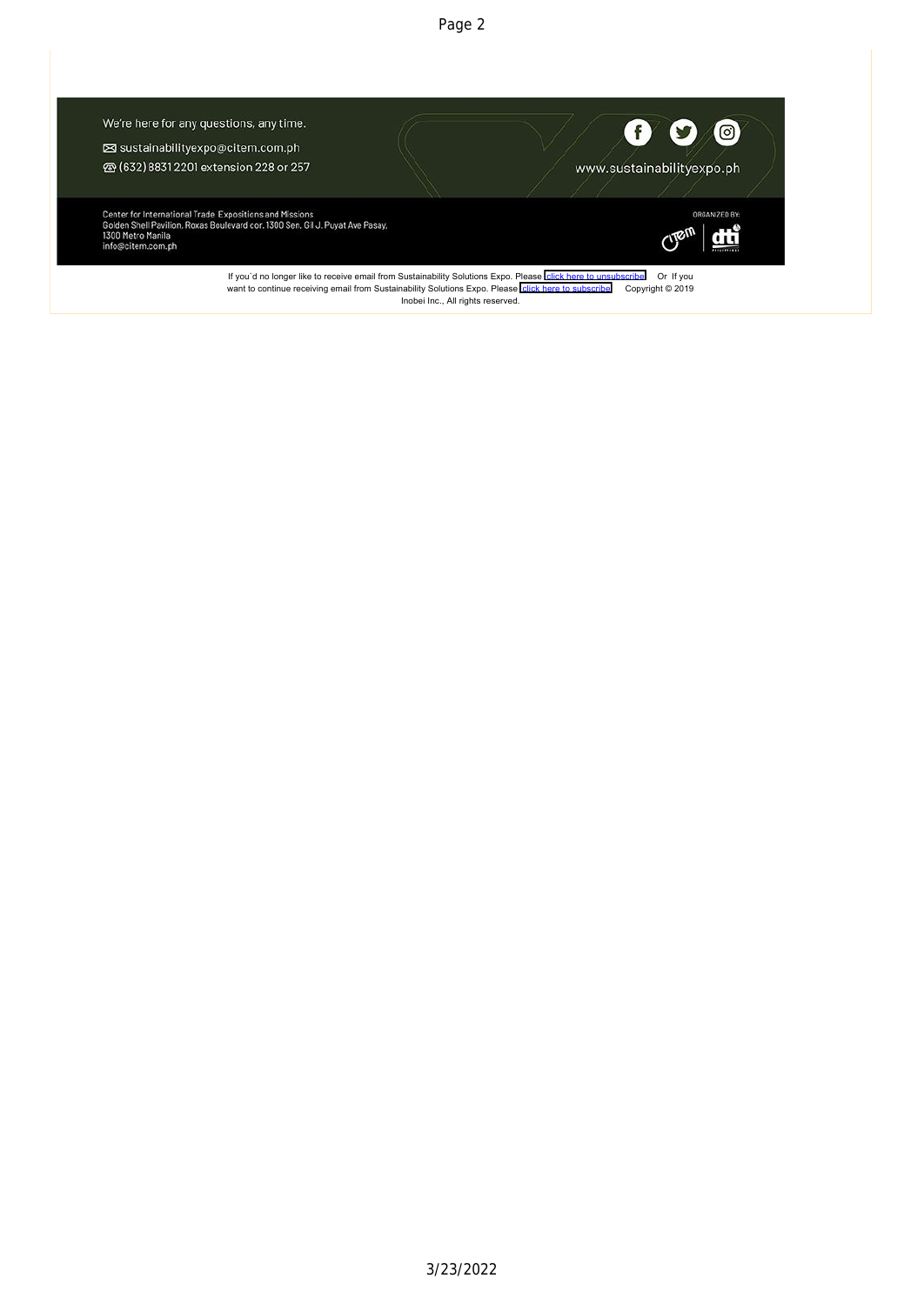We're here for any questions, any time.

sustainabilityexpo@citem.com.ph

(632) 8831 2201 extension 228 or 257

www.sustainabilityexpo.ph

Center for International Trade Expositions and Missions
Golden Shell Pavilion, Roxas Boulevard cor. 1300 Sen. Gil J. Puyat Ave Pasay,
1300 Metro Manila
info@citem.com.ph

ORGANIZED BY:

If you`d no longer like to receive email from Sustainability Solutions Expo. Please click here to unsubscribe Or If you want to continue receiving email from Sustainability Solutions Expo. Please click here to subscribe Copyright © 2019 Inobei Inc., All rights reserved.